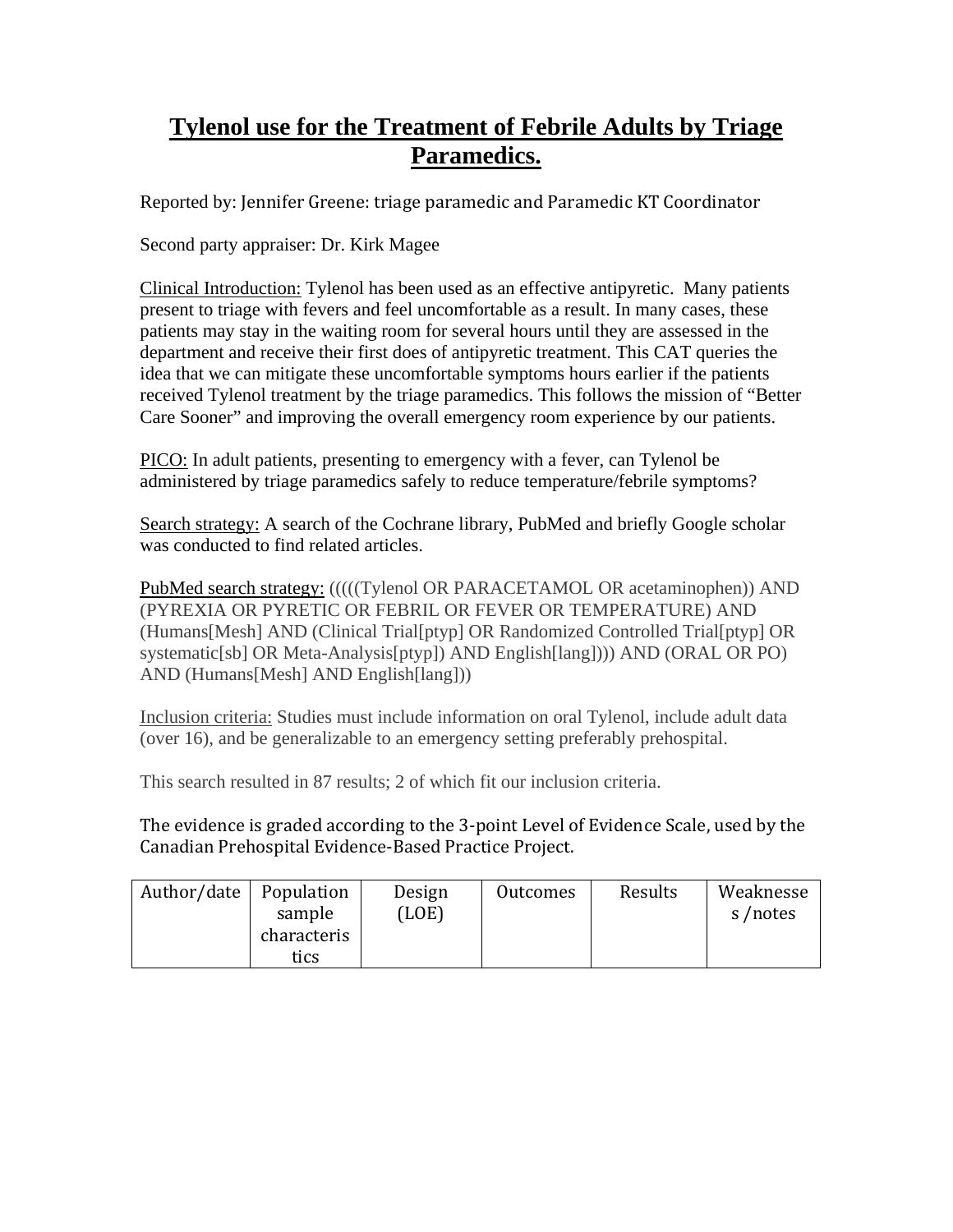# Tylenol use for the Treatment of Febrile Adults by Triage Paramedics.

Reported by: Jennifer Greene: triage paramedic and Paramedic KT Coordinator

Second party appraiser: Dr. Kirk Magee

Clinical Introduction: Tylenol has been used as an effective antipyretic. Many patients present to triage with fevers and feel uncomfortable as a result. In many cases, these patients may stay in the waiting room for several hours until they are assessed in the department and receive their first does of antipyretic treatment. This CAT queries the idea that we can mitigate these uncomfortable symptoms hours earlier if the patients received Tylenol treatment by the triage paramedics. This follows the mission of "Better Care Sooner" and improving the overall emergency room experience by our patients.

PICO: In adult patients, presenting to emergency with a fever, can Tylenol be administered by triage paramedics safely to reduce temperature/febrile symptoms?

Search strategy: A search of the Cochrane library, PubMed and briefly Google scholar was conducted to find related articles.

PubMed search strategy: (((((Tylenol OR PARACETAMOL OR acetaminophen)) AND (PYREXIA OR PYRETIC OR FEBRIL OR FEVER OR TEMPERATURE) AND (Humans[Mesh] AND (Clinical Trial[ptyp] OR Randomized Controlled Trial[ptyp] OR systematic[sb] OR Meta-Analysis[ptyp]) AND English[lang]))) AND (ORAL OR PO) AND (Humans[Mesh] AND English[lang]))

Inclusion criteria: Studies must include information on oral Tylenol, include adult data (over 16), and be generalizable to an emergency setting preferably prehospital.

This search resulted in 87 results; 2 of which fit our inclusion criteria.

The evidence is graded according to the 3-point Level of Evidence Scale, used by the Canadian Prehospital Evidence-Based Practice Project.

| Author/date | Population sample characteristics | Design (LOE) | Outcomes | Results | Weaknesses /notes |
|---|---|---|---|---|---|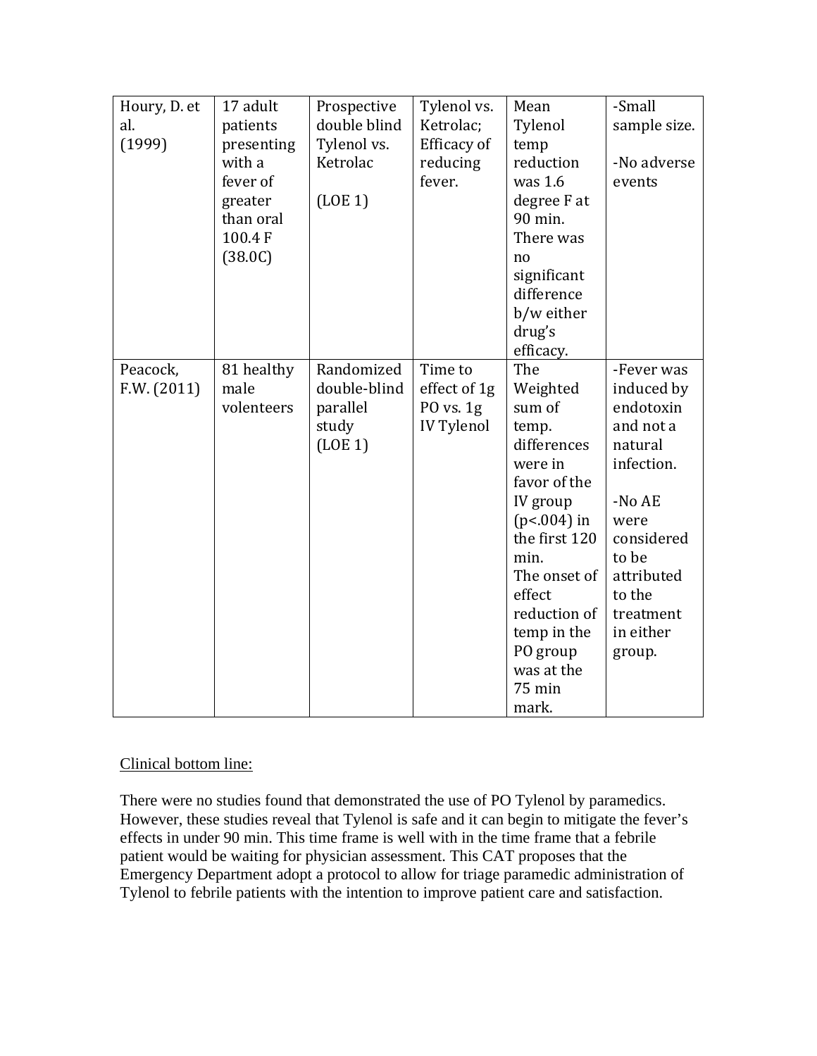| | | | | | |
|---|---|---|---|---|---|
| Houry, D. et al. (1999) | 17 adult patients presenting with a fever of greater than oral 100.4 F (38.0C) | Prospective double blind Tylenol vs. Ketrolac (LOE 1) | Tylenol vs. Ketrolac; Efficacy of reducing fever. | Mean Tylenol temp reduction was 1.6 degree F at 90 min. There was no significant difference b/w either drug's efficacy. | -Small sample size. -No adverse events |
| Peacock, F.W. (2011) | 81 healthy male volenteers | Randomized double-blind parallel study (LOE 1) | Time to effect of 1g PO vs. 1g IV Tylenol | The Weighted sum of temp. differences were in favor of the IV group ($p<.004$) in the first 120 min. The onset of effect reduction of temp in the PO group was at the 75 min mark. | -Fever was induced by endotoxin and not a natural infection. -No AE were considered to be attributed to the treatment in either group. |

Clinical bottom line:

There were no studies found that demonstrated the use of PO Tylenol by paramedics. However, these studies reveal that Tylenol is safe and it can begin to mitigate the fever's effects in under 90 min. This time frame is well with in the time frame that a febrile patient would be waiting for physician assessment. This CAT proposes that the Emergency Department adopt a protocol to allow for triage paramedic administration of Tylenol to febrile patients with the intention to improve patient care and satisfaction.